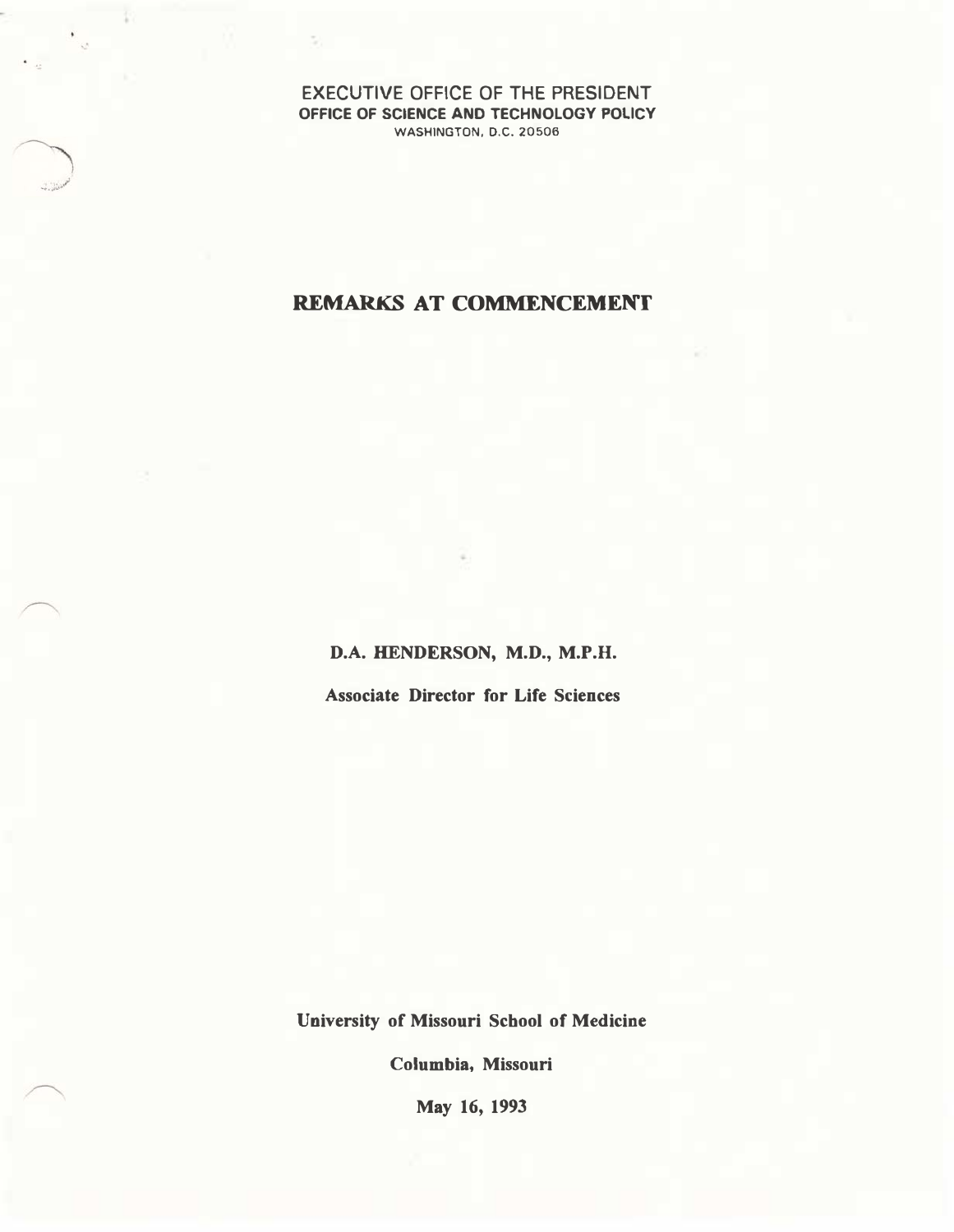EXECUTIVE OFFICE OF THE PRESIDENT
**OFFICE OF SCIENCE AND TECHNOLOGY POLICY**
WASHINGTON, D.C. 20506

# REMARKS AT COMMENCEMENT

**D.A. HENDERSON, M.D., M.P.H.**

**Associate Director for Life Sciences**

**University of Missouri School of Medicine**

**Columbia, Missouri**

**May 16, 1993**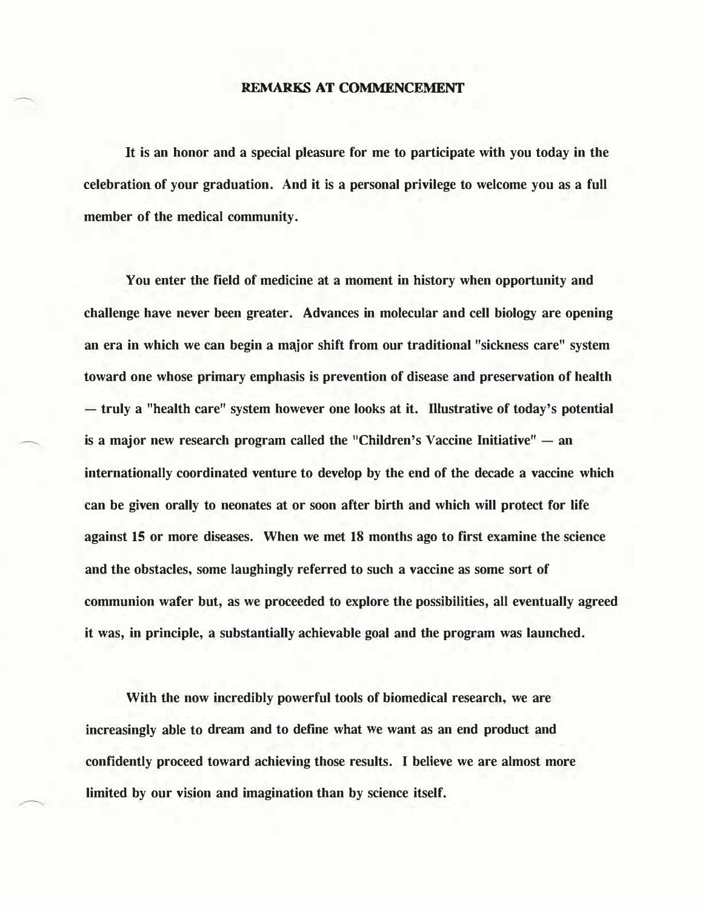# REMARKS AT COMMENCEMENT

It is an honor and a special pleasure for me to participate with you today in the celebration of your graduation. And it is a personal privilege to welcome you as a full member of the medical community.

You enter the field of medicine at a moment in history when opportunity and challenge have never been greater. Advances in molecular and cell biology are opening an era in which we can begin a major shift from our traditional "sickness care" system toward one whose primary emphasis is prevention of disease and preservation of health — truly a "health care" system however one looks at it. Illustrative of today's potential is a major new research program called the "Children's Vaccine Initiative" — an internationally coordinated venture to develop by the end of the decade a vaccine which can be given orally to neonates at or soon after birth and which will protect for life against 15 or more diseases. When we met 18 months ago to first examine the science and the obstacles, some laughingly referred to such a vaccine as some sort of communion wafer but, as we proceeded to explore the possibilities, all eventually agreed it was, in principle, a substantially achievable goal and the program was launched.

With the now incredibly powerful tools of biomedical research, we are increasingly able to dream and to define what we want as an end product and confidently proceed toward achieving those results. I believe we are almost more limited by our vision and imagination than by science itself.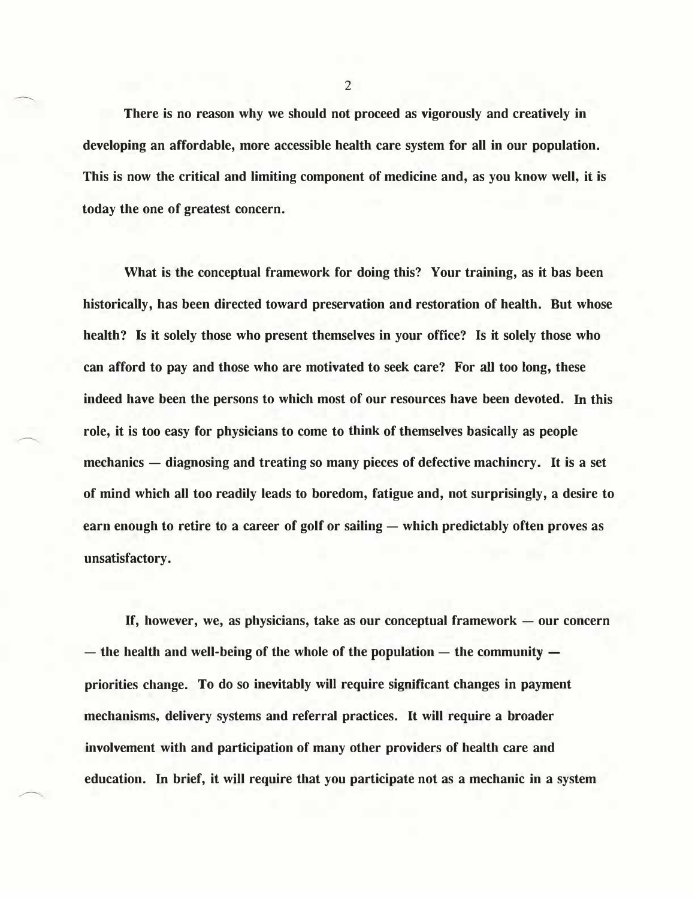There is no reason why we should not proceed as vigorously and creatively in developing an affordable, more accessible health care system for all in our population. This is now the critical and limiting component of medicine and, as you know well, it is today the one of greatest concern.

What is the conceptual framework for doing this? Your training, as it bas been historically, has been directed toward preservation and restoration of health. But whose health? Is it solely those who present themselves in your office? Is it solely those who can afford to pay and those who are motivated to seek care? For all too long, these indeed have been the persons to which most of our resources have been devoted. In this role, it is too easy for physicians to come to think of themselves basically as people mechanics — diagnosing and treating so many pieces of defective machinery. It is a set of mind which all too readily leads to boredom, fatigue and, not surprisingly, a desire to earn enough to retire to a career of golf or sailing — which predictably often proves as unsatisfactory.

If, however, we, as physicians, take as our conceptual framework — our concern — the health and well-being of the whole of the population — the community — priorities change. To do so inevitably will require significant changes in payment mechanisms, delivery systems and referral practices. It will require a broader involvement with and participation of many other providers of health care and education. In brief, it will require that you participate not as a mechanic in a system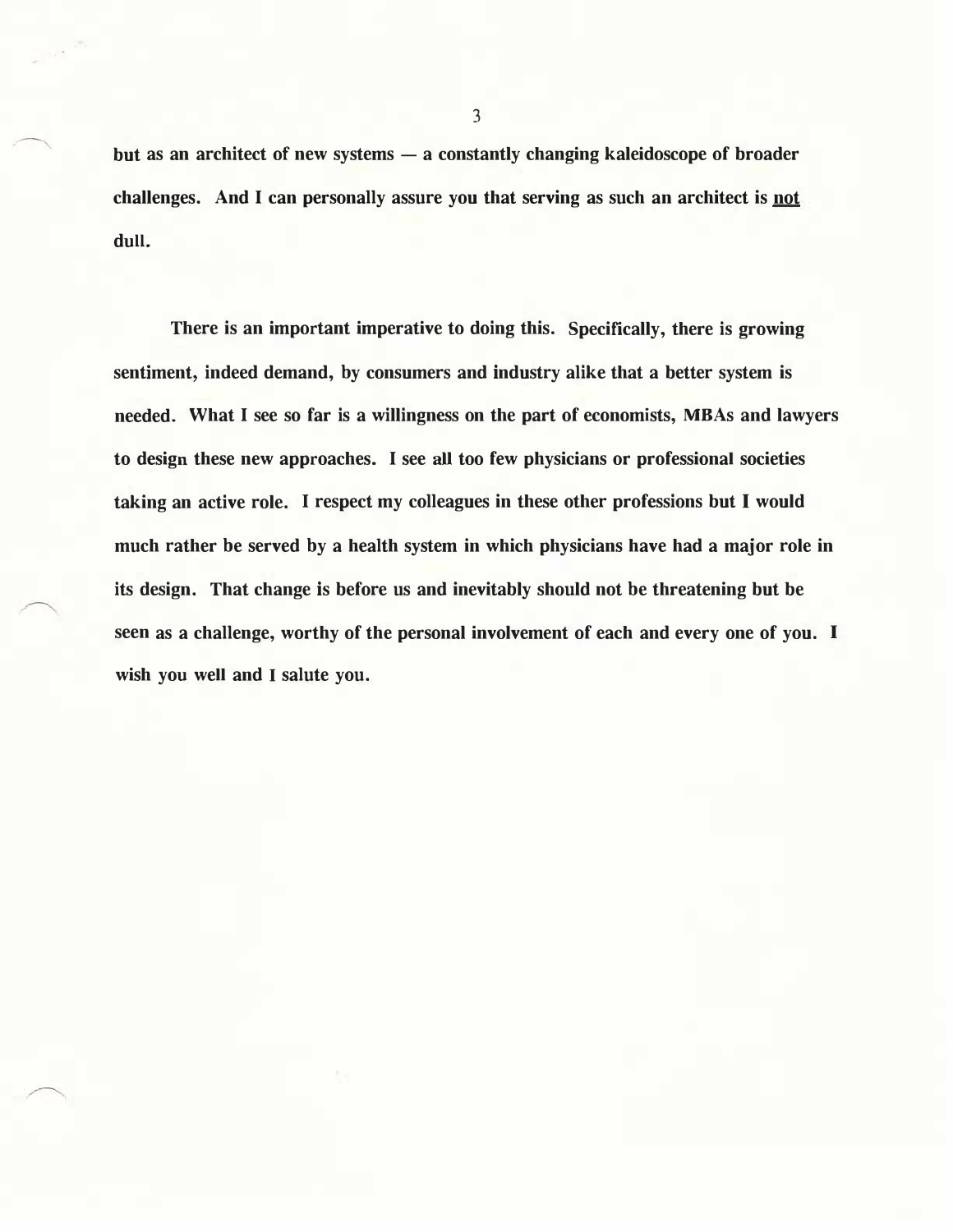but as an architect of new systems — a constantly changing kaleidoscope of broader challenges. And I can personally assure you that serving as such an architect is <u>not</u> dull.

There is an important imperative to doing this. Specifically, there is growing sentiment, indeed demand, by consumers and industry alike that a better system is needed. What I see so far is a willingness on the part of economists, MBAs and lawyers to design these new approaches. I see all too few physicians or professional societies taking an active role. I respect my colleagues in these other professions but I would much rather be served by a health system in which physicians have had a major role in its design. That change is before us and inevitably should not be threatening but be seen as a challenge, worthy of the personal involvement of each and every one of you. I wish you well and I salute you.